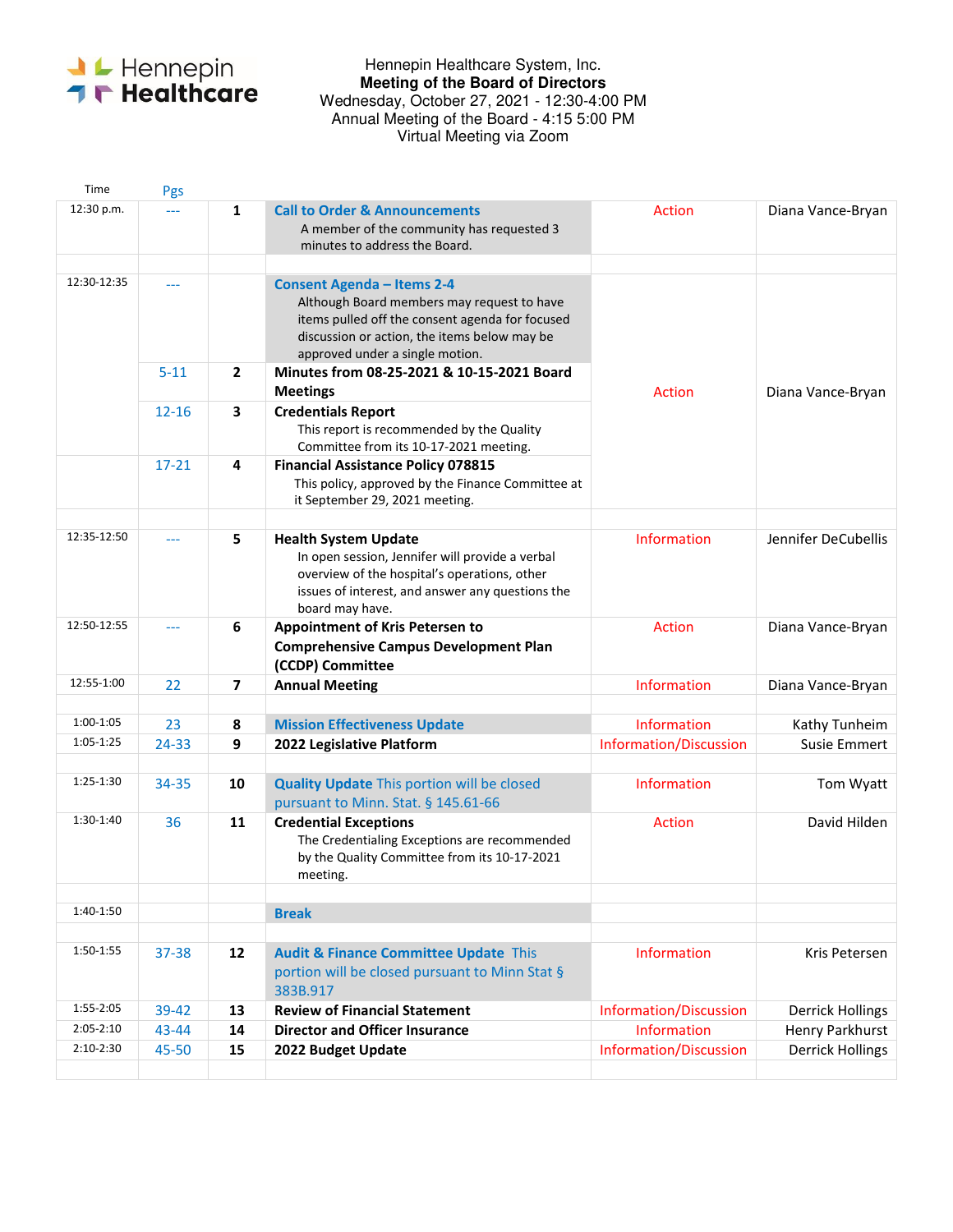Hennepin Healthcare

Hennepin Healthcare System, Inc.
**Meeting of the Board of Directors**
Wednesday, October 27, 2021 - 12:30-4:00 PM
Annual Meeting of the Board - 4:15 5:00 PM
Virtual Meeting via Zoom

| Time | Pgs | | | | |
|---|---|---|---|---|---|
| 12:30 p.m. | --- | 1 | **Call to Order & Announcements**<br>A member of the community has requested 3 minutes to address the Board. | Action | Diana Vance-Bryan |
| | | | | | |
| 12:30-12:35 | --- | | **Consent Agenda – Items 2-4**<br>Although Board members may request to have items pulled off the consent agenda for focused discussion or action, the items below may be approved under a single motion. | Action | Diana Vance-Bryan |
| | 5-11 | 2 | **Minutes from 08-25-2021 & 10-15-2021 Board Meetings** | | |
| | 12-16 | 3 | **Credentials Report**<br>This report is recommended by the Quality Committee from its 10-17-2021 meeting. | | |
| | 17-21 | 4 | **Financial Assistance Policy 078815**<br>This policy, approved by the Finance Committee at it September 29, 2021 meeting. | | |
| | | | | | |
| 12:35-12:50 | --- | 5 | **Health System Update**<br>In open session, Jennifer will provide a verbal overview of the hospital's operations, other issues of interest, and answer any questions the board may have. | Information | Jennifer DeCubellis |
| 12:50-12:55 | --- | 6 | **Appointment of Kris Petersen to Comprehensive Campus Development Plan (CCDP) Committee** | Action | Diana Vance-Bryan |
| 12:55-1:00 | 22 | 7 | **Annual Meeting** | Information | Diana Vance-Bryan |
| | | | | | |
| 1:00-1:05 | 23 | 8 | **Mission Effectiveness Update** | Information | Kathy Tunheim |
| 1:05-1:25 | 24-33 | 9 | **2022 Legislative Platform** | Information/Discussion | Susie Emmert |
| | | | | | |
| 1:25-1:30 | 34-35 | 10 | **Quality Update** This portion will be closed pursuant to Minn. Stat. § 145.61-66 | Information | Tom Wyatt |
| 1:30-1:40 | 36 | 11 | **Credential Exceptions**<br>The Credentialing Exceptions are recommended by the Quality Committee from its 10-17-2021 meeting. | Action | David Hilden |
| | | | | | |
| 1:40-1:50 | | | **Break** | | |
| | | | | | |
| 1:50-1:55 | 37-38 | 12 | **Audit & Finance Committee Update** This portion will be closed pursuant to Minn Stat § 383B.917 | Information | Kris Petersen |
| 1:55-2:05 | 39-42 | 13 | **Review of Financial Statement** | Information/Discussion | Derrick Hollings |
| 2:05-2:10 | 43-44 | 14 | **Director and Officer Insurance** | Information | Henry Parkhurst |
| 2:10-2:30 | 45-50 | 15 | **2022 Budget Update** | Information/Discussion | Derrick Hollings |
| | | | | | |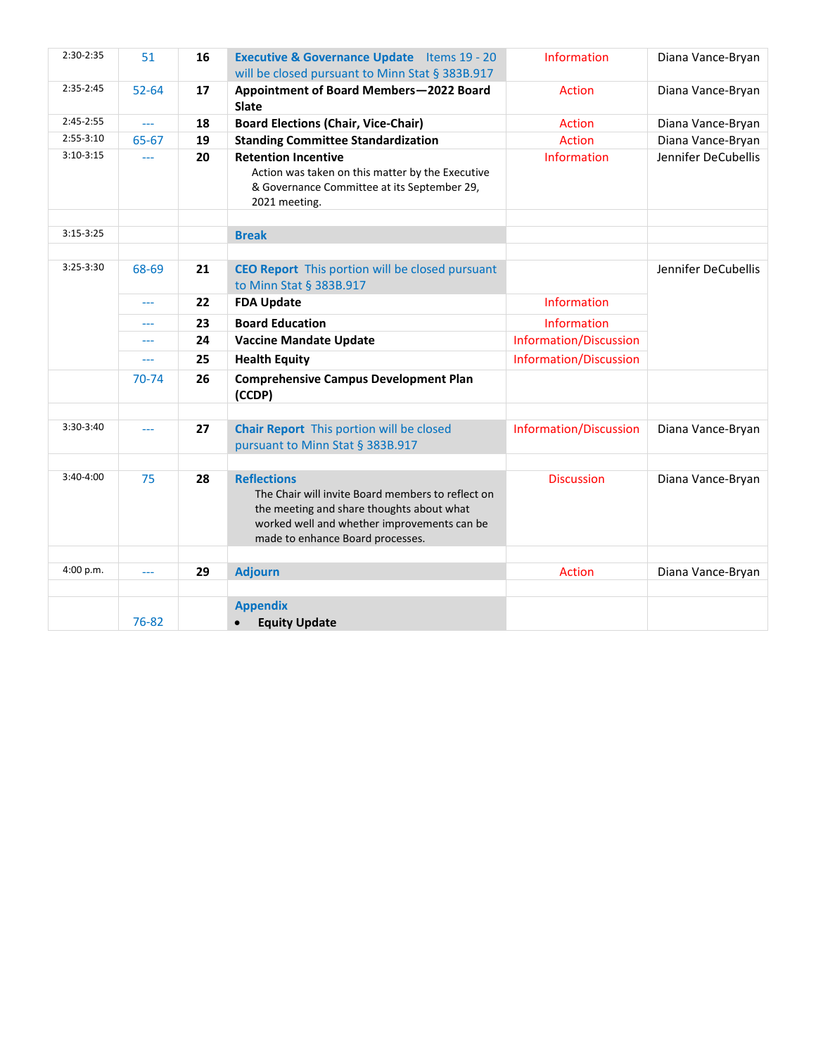| | | | | | |
|---|---|---|---|---|---|
| 2:30-2:35 | 51 | 16 | **Executive & Governance Update** Items 19 - 20 will be closed pursuant to Minn Stat § 383B.917 | Information | Diana Vance-Bryan |
| 2:35-2:45 | 52-64 | 17 | **Appointment of Board Members—2022 Board Slate** | Action | Diana Vance-Bryan |
| 2:45-2:55 | --- | 18 | **Board Elections (Chair, Vice-Chair)** | Action | Diana Vance-Bryan |
| 2:55-3:10 | 65-67 | 19 | **Standing Committee Standardization** | Action | Diana Vance-Bryan |
| 3:10-3:15 | --- | 20 | **Retention Incentive** Action was taken on this matter by the Executive & Governance Committee at its September 29, 2021 meeting. | Information | Jennifer DeCubellis |
| | | | | | |
| 3:15-3:25 | | | **Break** | | |
| | | | | | |
| 3:25-3:30 | 68-69 | 21 | **CEO Report** This portion will be closed pursuant to Minn Stat § 383B.917 | | Jennifer DeCubellis |
| | --- | 22 | **FDA Update** | Information | |
| | --- | 23 | **Board Education** | Information | |
| | --- | 24 | **Vaccine Mandate Update** | Information/Discussion | |
| | --- | 25 | **Health Equity** | Information/Discussion | |
| | 70-74 | 26 | **Comprehensive Campus Development Plan (CCDP)** | | |
| | | | | | |
| 3:30-3:40 | --- | 27 | **Chair Report** This portion will be closed pursuant to Minn Stat § 383B.917 | Information/Discussion | Diana Vance-Bryan |
| | | | | | |
| 3:40-4:00 | 75 | 28 | **Reflections** The Chair will invite Board members to reflect on the meeting and share thoughts about what worked well and whether improvements can be made to enhance Board processes. | Discussion | Diana Vance-Bryan |
| | | | | | |
| 4:00 p.m. | --- | 29 | **Adjourn** | Action | Diana Vance-Bryan |
| | | | | | |
| | 76-82 | | **Appendix** • **Equity Update** | | |